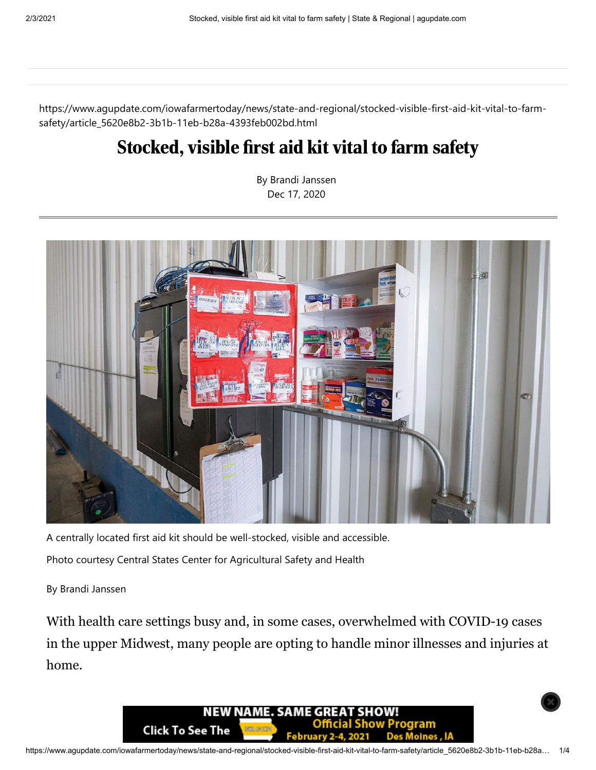https://www.agupdate.com/iowafarmertoday/news/state-and-regional/stocked-visible-first-aid-kit-vital-to-farm-safety/article_5620e8b2-3b1b-11eb-b28a-4393feb002bd.html

# Stocked, visible first aid kit vital to farm safety

By Brandi Janssen
Dec 17, 2020

A centrally located first aid kit should be well-stocked, visible and accessible.

Photo courtesy Central States Center for Agricultural Safety and Health

By Brandi Janssen

With health care settings busy and, in some cases, overwhelmed with COVID-19 cases in the upper Midwest, many people are opting to handle minor illnesses and injuries at home.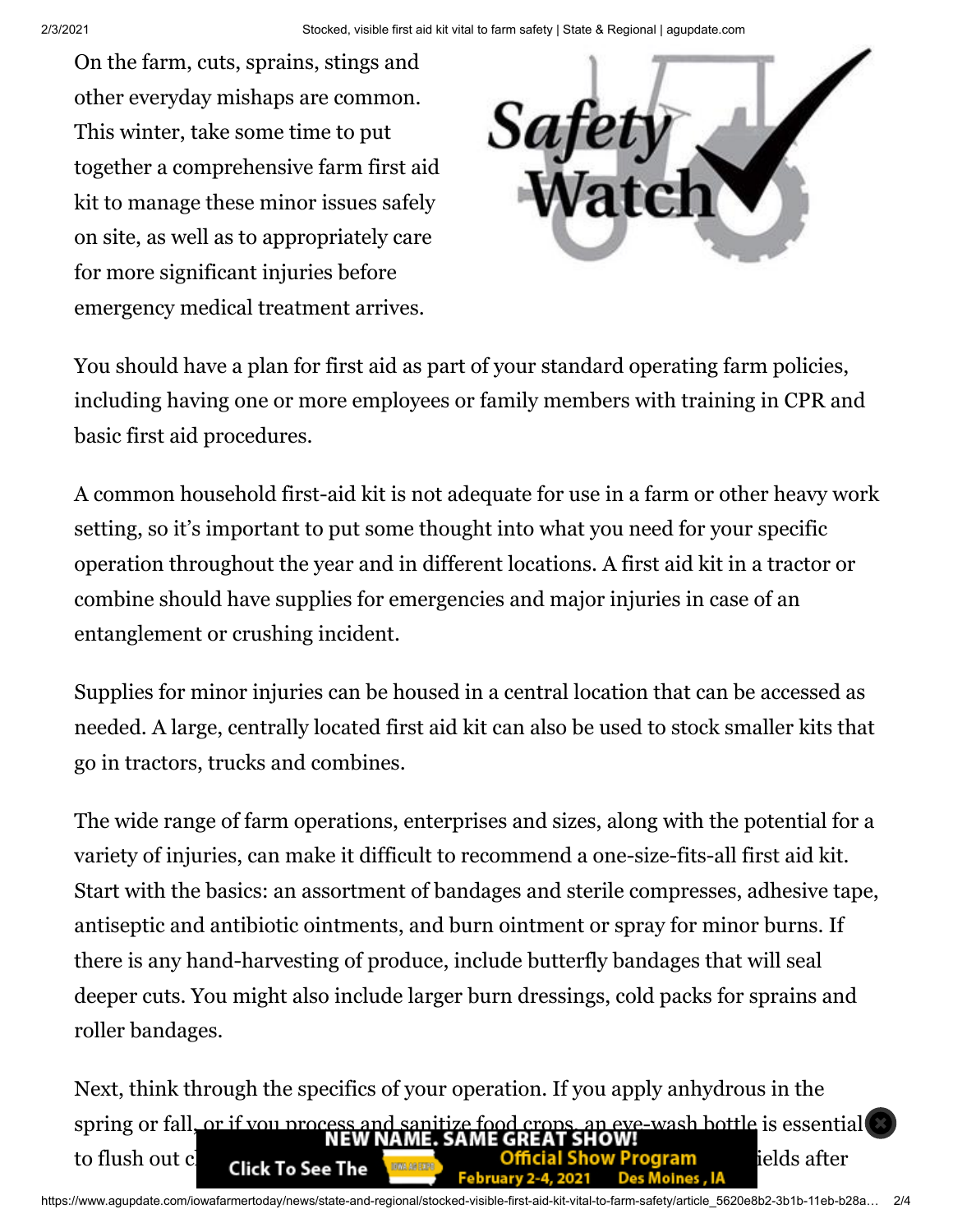On the farm, cuts, sprains, stings and other everyday mishaps are common. This winter, take some time to put together a comprehensive farm first aid kit to manage these minor issues safely on site, as well as to appropriately care for more significant injuries before emergency medical treatment arrives.

You should have a plan for first aid as part of your standard operating farm policies, including having one or more employees or family members with training in CPR and basic first aid procedures.

A common household first-aid kit is not adequate for use in a farm or other heavy work setting, so it's important to put some thought into what you need for your specific operation throughout the year and in different locations. A first aid kit in a tractor or combine should have supplies for emergencies and major injuries in case of an entanglement or crushing incident.

Supplies for minor injuries can be housed in a central location that can be accessed as needed. A large, centrally located first aid kit can also be used to stock smaller kits that go in tractors, trucks and combines.

The wide range of farm operations, enterprises and sizes, along with the potential for a variety of injuries, can make it difficult to recommend a one-size-fits-all first aid kit. Start with the basics: an assortment of bandages and sterile compresses, adhesive tape, antiseptic and antibiotic ointments, and burn ointment or spray for minor burns. If there is any hand-harvesting of produce, include butterfly bandages that will seal deeper cuts. You might also include larger burn dressings, cold packs for sprains and roller bandages.

Next, think through the specifics of your operation. If you apply anhydrous in the spring or fall, or if you process and sanitize food crops, an eye-wash bottle is essential to flush out c... ...ields after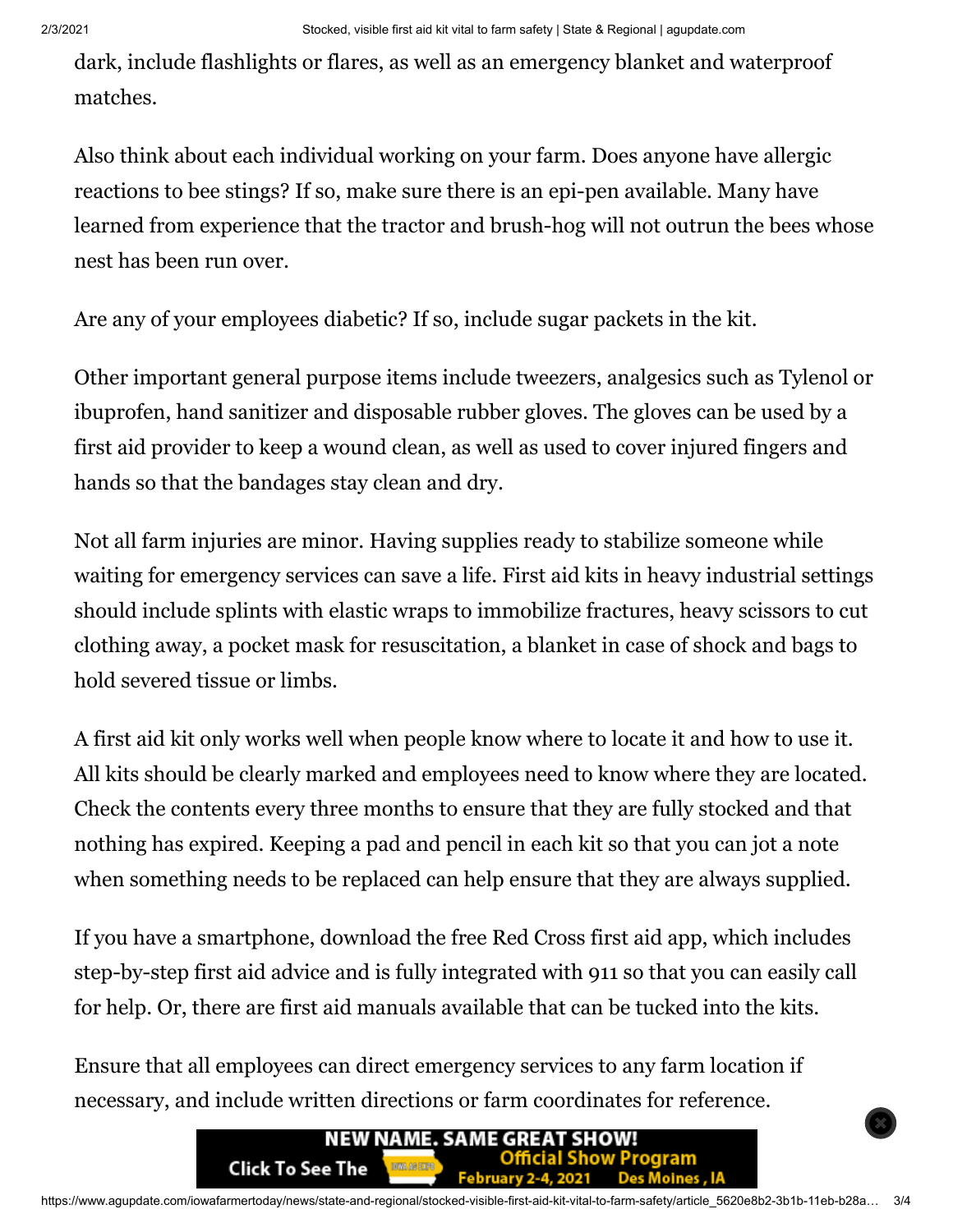dark, include flashlights or flares, as well as an emergency blanket and waterproof matches.

Also think about each individual working on your farm. Does anyone have allergic reactions to bee stings? If so, make sure there is an epi-pen available. Many have learned from experience that the tractor and brush-hog will not outrun the bees whose nest has been run over.

Are any of your employees diabetic? If so, include sugar packets in the kit.

Other important general purpose items include tweezers, analgesics such as Tylenol or ibuprofen, hand sanitizer and disposable rubber gloves. The gloves can be used by a first aid provider to keep a wound clean, as well as used to cover injured fingers and hands so that the bandages stay clean and dry.

Not all farm injuries are minor. Having supplies ready to stabilize someone while waiting for emergency services can save a life. First aid kits in heavy industrial settings should include splints with elastic wraps to immobilize fractures, heavy scissors to cut clothing away, a pocket mask for resuscitation, a blanket in case of shock and bags to hold severed tissue or limbs.

A first aid kit only works well when people know where to locate it and how to use it. All kits should be clearly marked and employees need to know where they are located. Check the contents every three months to ensure that they are fully stocked and that nothing has expired. Keeping a pad and pencil in each kit so that you can jot a note when something needs to be replaced can help ensure that they are always supplied.

If you have a smartphone, download the free Red Cross first aid app, which includes step-by-step first aid advice and is fully integrated with 911 so that you can easily call for help. Or, there are first aid manuals available that can be tucked into the kits.

Ensure that all employees can direct emergency services to any farm location if necessary, and include written directions or farm coordinates for reference.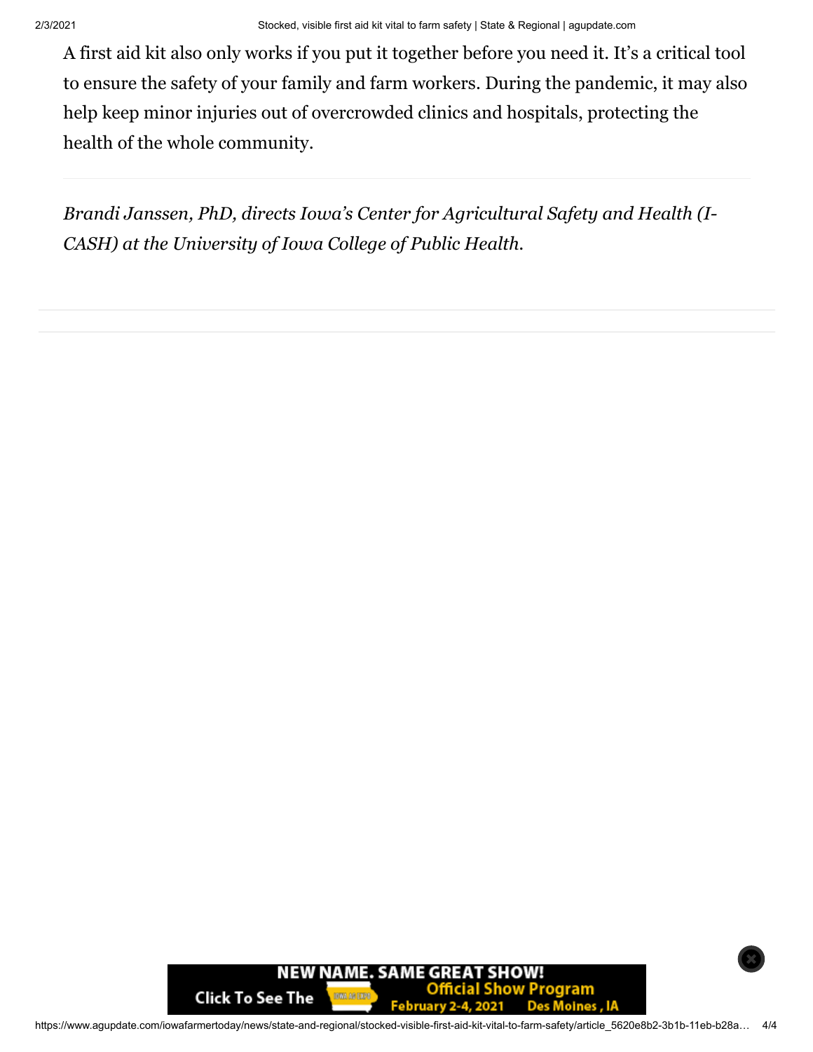A first aid kit also only works if you put it together before you need it. It's a critical tool to ensure the safety of your family and farm workers. During the pandemic, it may also help keep minor injuries out of overcrowded clinics and hospitals, protecting the health of the whole community.

---

*Brandi Janssen, PhD, directs Iowa's Center for Agricultural Safety and Health (I-CASH) at the University of Iowa College of Public Health.*